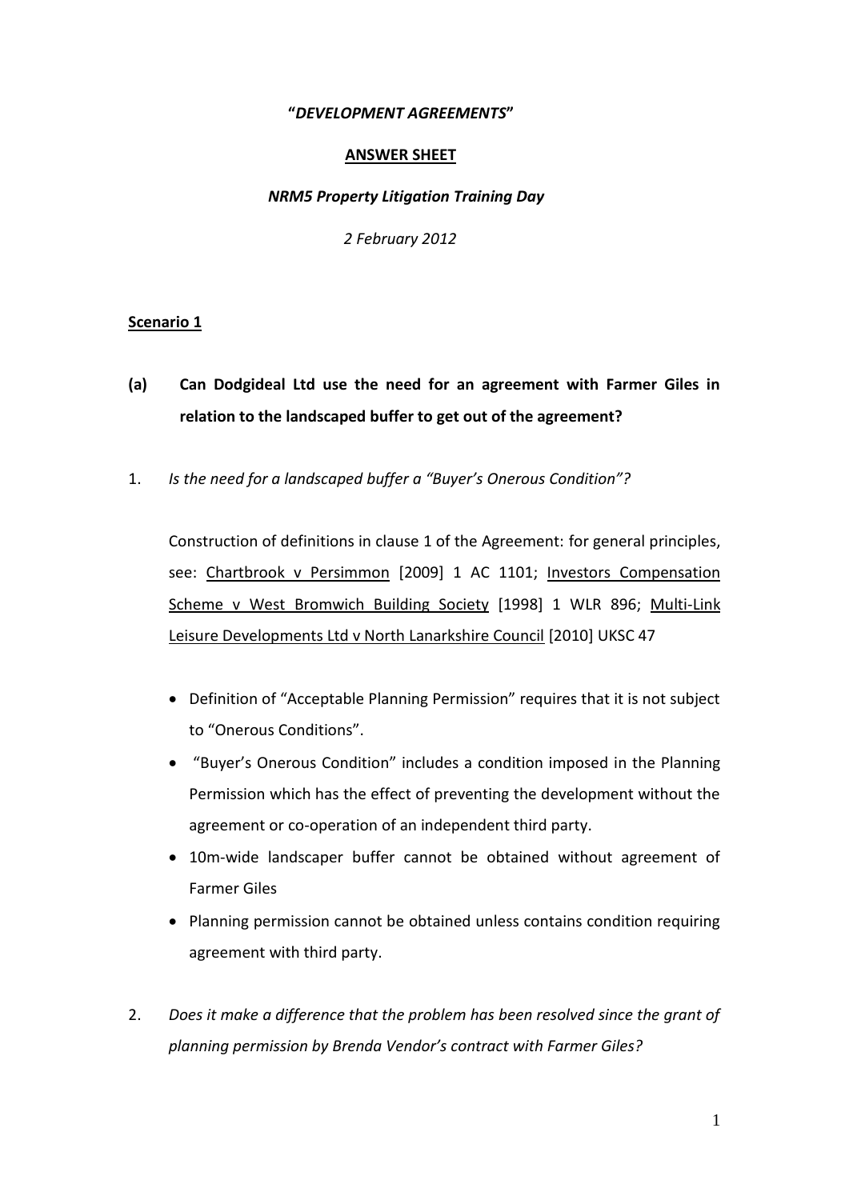**"*DEVELOPMENT AGREEMENTS*"**

**ANSWER SHEET**

***NRM5 Property Litigation Training Day***

*2 February 2012*

**Scenario 1**

**(a) Can Dodgideal Ltd use the need for an agreement with Farmer Giles in relation to the landscaped buffer to get out of the agreement?**

1. *Is the need for a landscaped buffer a "Buyer's Onerous Condition"?*

   Construction of definitions in clause 1 of the Agreement: for general principles, see: Chartbrook v Persimmon [2009] 1 AC 1101; Investors Compensation Scheme v West Bromwich Building Society [1998] 1 WLR 896; Multi-Link Leisure Developments Ltd v North Lanarkshire Council [2010] UKSC 47

   - Definition of "Acceptable Planning Permission" requires that it is not subject to "Onerous Conditions".
   - "Buyer's Onerous Condition" includes a condition imposed in the Planning Permission which has the effect of preventing the development without the agreement or co-operation of an independent third party.
   - 10m-wide landscaper buffer cannot be obtained without agreement of Farmer Giles
   - Planning permission cannot be obtained unless contains condition requiring agreement with third party.

2. *Does it make a difference that the problem has been resolved since the grant of planning permission by Brenda Vendor's contract with Farmer Giles?*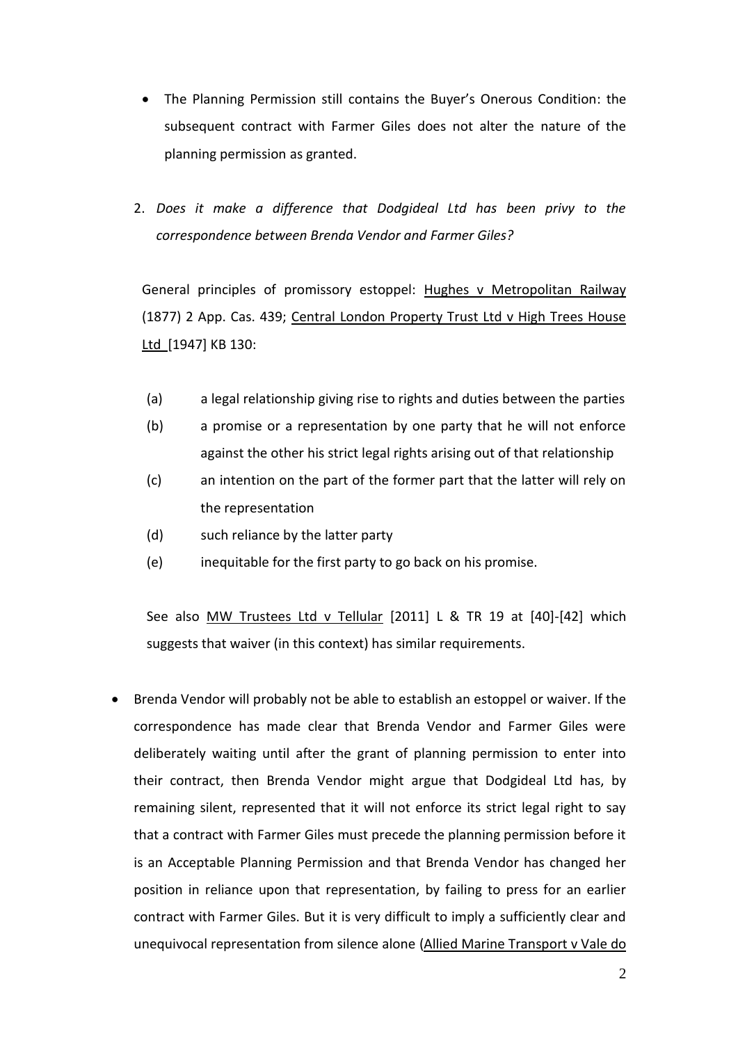- The Planning Permission still contains the Buyer's Onerous Condition: the subsequent contract with Farmer Giles does not alter the nature of the planning permission as granted.

2. *Does it make a difference that Dodgideal Ltd has been privy to the correspondence between Brenda Vendor and Farmer Giles?*

   General principles of promissory estoppel: Hughes v Metropolitan Railway (1877) 2 App. Cas. 439; Central London Property Trust Ltd v High Trees House Ltd [1947] KB 130:

   (a) a legal relationship giving rise to rights and duties between the parties

   (b) a promise or a representation by one party that he will not enforce against the other his strict legal rights arising out of that relationship

   (c) an intention on the part of the former part that the latter will rely on the representation

   (d) such reliance by the latter party

   (e) inequitable for the first party to go back on his promise.

   See also MW Trustees Ltd v Tellular [2011] L & TR 19 at [40]-[42] which suggests that waiver (in this context) has similar requirements.

- Brenda Vendor will probably not be able to establish an estoppel or waiver. If the correspondence has made clear that Brenda Vendor and Farmer Giles were deliberately waiting until after the grant of planning permission to enter into their contract, then Brenda Vendor might argue that Dodgideal Ltd has, by remaining silent, represented that it will not enforce its strict legal right to say that a contract with Farmer Giles must precede the planning permission before it is an Acceptable Planning Permission and that Brenda Vendor has changed her position in reliance upon that representation, by failing to press for an earlier contract with Farmer Giles. But it is very difficult to imply a sufficiently clear and unequivocal representation from silence alone (Allied Marine Transport v Vale do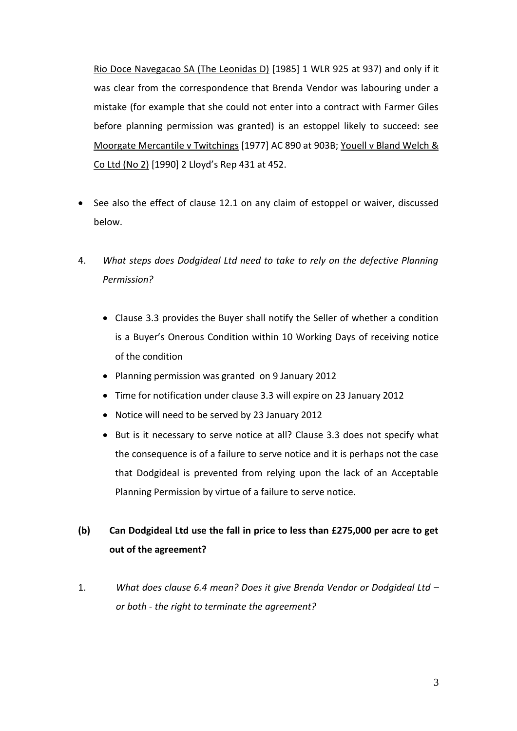Rio Doce Navegacao SA (The Leonidas D) [1985] 1 WLR 925 at 937) and only if it was clear from the correspondence that Brenda Vendor was labouring under a mistake (for example that she could not enter into a contract with Farmer Giles before planning permission was granted) is an estoppel likely to succeed: see Moorgate Mercantile v Twitchings [1977] AC 890 at 903B; Youell v Bland Welch & Co Ltd (No 2) [1990] 2 Lloyd's Rep 431 at 452.

- See also the effect of clause 12.1 on any claim of estoppel or waiver, discussed below.

4. *What steps does Dodgideal Ltd need to take to rely on the defective Planning Permission?*

    - Clause 3.3 provides the Buyer shall notify the Seller of whether a condition is a Buyer's Onerous Condition within 10 Working Days of receiving notice of the condition
    - Planning permission was granted on 9 January 2012
    - Time for notification under clause 3.3 will expire on 23 January 2012
    - Notice will need to be served by 23 January 2012
    - But is it necessary to serve notice at all? Clause 3.3 does not specify what the consequence is of a failure to serve notice and it is perhaps not the case that Dodgideal is prevented from relying upon the lack of an Acceptable Planning Permission by virtue of a failure to serve notice.

**(b) Can Dodgideal Ltd use the fall in price to less than £275,000 per acre to get out of the agreement?**

1. *What does clause 6.4 mean? Does it give Brenda Vendor or Dodgideal Ltd – or both - the right to terminate the agreement?*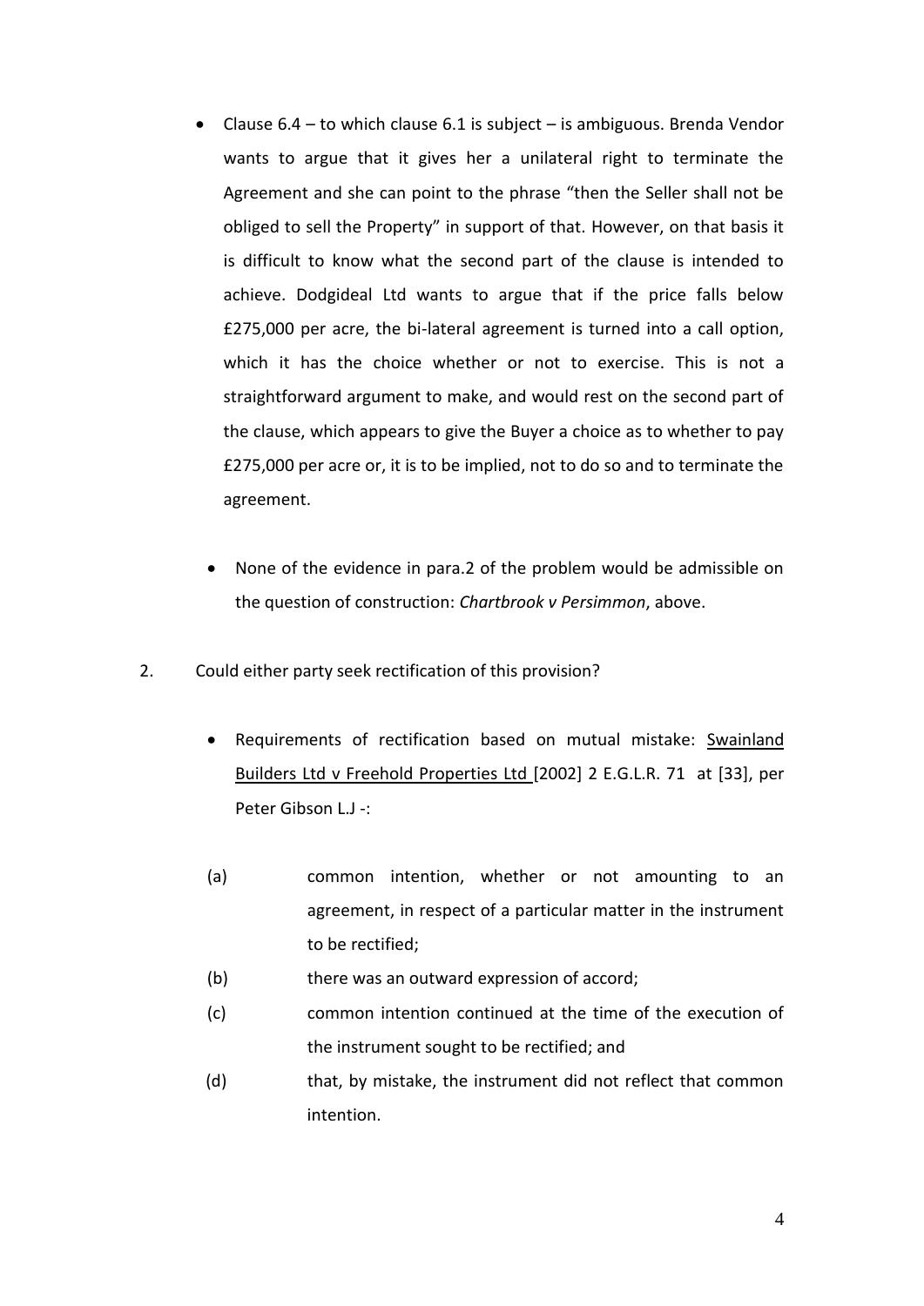- Clause 6.4 – to which clause 6.1 is subject – is ambiguous. Brenda Vendor wants to argue that it gives her a unilateral right to terminate the Agreement and she can point to the phrase "then the Seller shall not be obliged to sell the Property" in support of that. However, on that basis it is difficult to know what the second part of the clause is intended to achieve. Dodgideal Ltd wants to argue that if the price falls below £275,000 per acre, the bi-lateral agreement is turned into a call option, which it has the choice whether or not to exercise. This is not a straightforward argument to make, and would rest on the second part of the clause, which appears to give the Buyer a choice as to whether to pay £275,000 per acre or, it is to be implied, not to do so and to terminate the agreement.

- None of the evidence in para.2 of the problem would be admissible on the question of construction: *Chartbrook v Persimmon*, above.

2. Could either party seek rectification of this provision?

   - Requirements of rectification based on mutual mistake: Swainland Builders Ltd v Freehold Properties Ltd [2002] 2 E.G.L.R. 71 at [33], per Peter Gibson L.J -:

   (a) common intention, whether or not amounting to an agreement, in respect of a particular matter in the instrument to be rectified;

   (b) there was an outward expression of accord;

   (c) common intention continued at the time of the execution of the instrument sought to be rectified; and

   (d) that, by mistake, the instrument did not reflect that common intention.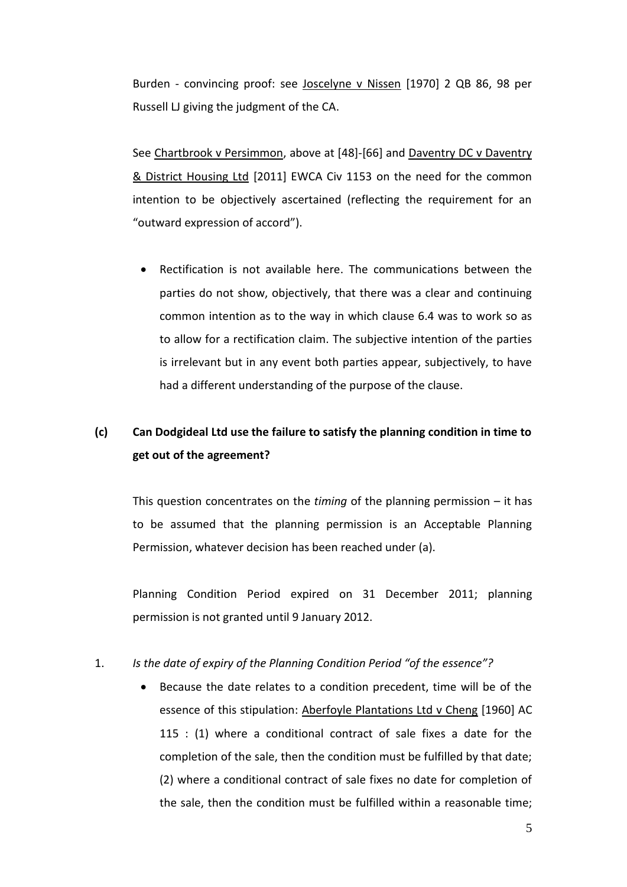Burden - convincing proof: see Joscelyne v Nissen [1970] 2 QB 86, 98 per Russell LJ giving the judgment of the CA.

See Chartbrook v Persimmon, above at [48]-[66] and Daventry DC v Daventry & District Housing Ltd [2011] EWCA Civ 1153 on the need for the common intention to be objectively ascertained (reflecting the requirement for an "outward expression of accord").

- Rectification is not available here. The communications between the parties do not show, objectively, that there was a clear and continuing common intention as to the way in which clause 6.4 was to work so as to allow for a rectification claim. The subjective intention of the parties is irrelevant but in any event both parties appear, subjectively, to have had a different understanding of the purpose of the clause.

**(c) Can Dodgideal Ltd use the failure to satisfy the planning condition in time to get out of the agreement?**

This question concentrates on the *timing* of the planning permission – it has to be assumed that the planning permission is an Acceptable Planning Permission, whatever decision has been reached under (a).

Planning Condition Period expired on 31 December 2011; planning permission is not granted until 9 January 2012.

1. *Is the date of expiry of the Planning Condition Period "of the essence"?*
   - Because the date relates to a condition precedent, time will be of the essence of this stipulation: Aberfoyle Plantations Ltd v Cheng [1960] AC 115 : (1) where a conditional contract of sale fixes a date for the completion of the sale, then the condition must be fulfilled by that date; (2) where a conditional contract of sale fixes no date for completion of the sale, then the condition must be fulfilled within a reasonable time;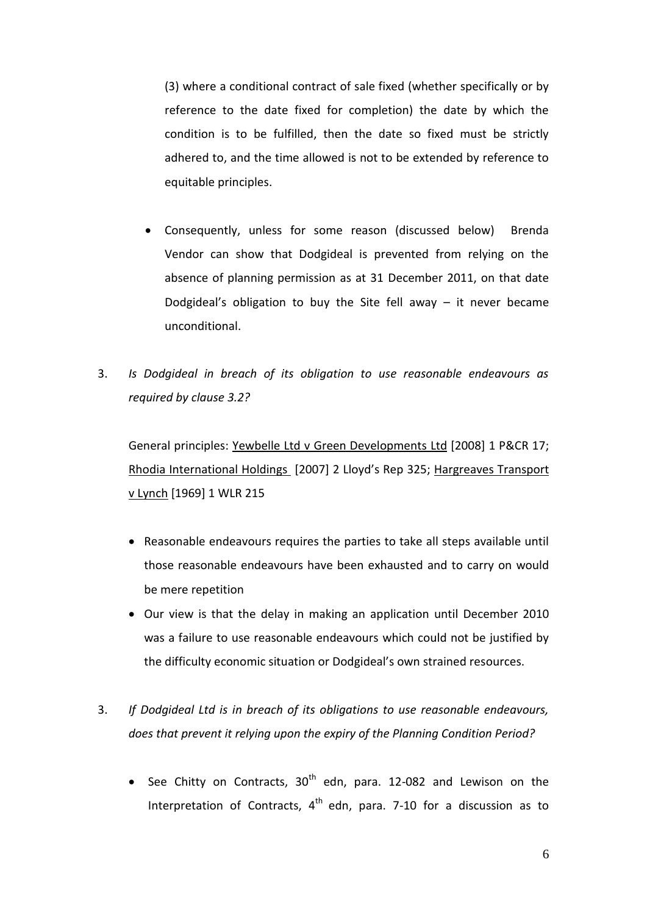(3) where a conditional contract of sale fixed (whether specifically or by reference to the date fixed for completion) the date by which the condition is to be fulfilled, then the date so fixed must be strictly adhered to, and the time allowed is not to be extended by reference to equitable principles.

- Consequently, unless for some reason (discussed below) Brenda Vendor can show that Dodgideal is prevented from relying on the absence of planning permission as at 31 December 2011, on that date Dodgideal's obligation to buy the Site fell away – it never became unconditional.

3. *Is Dodgideal in breach of its obligation to use reasonable endeavours as required by clause 3.2?*

   General principles: Yewbelle Ltd v Green Developments Ltd [2008] 1 P&CR 17; Rhodia International Holdings [2007] 2 Lloyd's Rep 325; Hargreaves Transport v Lynch [1969] 1 WLR 215

   - Reasonable endeavours requires the parties to take all steps available until those reasonable endeavours have been exhausted and to carry on would be mere repetition
   - Our view is that the delay in making an application until December 2010 was a failure to use reasonable endeavours which could not be justified by the difficulty economic situation or Dodgideal's own strained resources.

3. *If Dodgideal Ltd is in breach of its obligations to use reasonable endeavours, does that prevent it relying upon the expiry of the Planning Condition Period?*

   - See Chitty on Contracts, 30th edn, para. 12-082 and Lewison on the Interpretation of Contracts, 4th edn, para. 7-10 for a discussion as to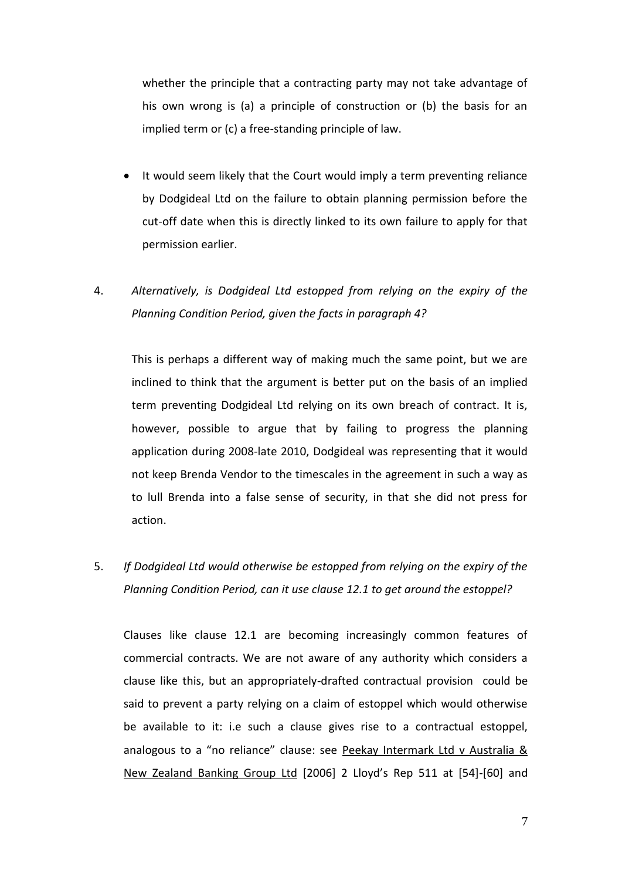whether the principle that a contracting party may not take advantage of his own wrong is (a) a principle of construction or (b) the basis for an implied term or (c) a free-standing principle of law.

- It would seem likely that the Court would imply a term preventing reliance by Dodgideal Ltd on the failure to obtain planning permission before the cut-off date when this is directly linked to its own failure to apply for that permission earlier.

4. *Alternatively, is Dodgideal Ltd estopped from relying on the expiry of the Planning Condition Period, given the facts in paragraph 4?*

   This is perhaps a different way of making much the same point, but we are inclined to think that the argument is better put on the basis of an implied term preventing Dodgideal Ltd relying on its own breach of contract. It is, however, possible to argue that by failing to progress the planning application during 2008-late 2010, Dodgideal was representing that it would not keep Brenda Vendor to the timescales in the agreement in such a way as to lull Brenda into a false sense of security, in that she did not press for action.

5. *If Dodgideal Ltd would otherwise be estopped from relying on the expiry of the Planning Condition Period, can it use clause 12.1 to get around the estoppel?*

   Clauses like clause 12.1 are becoming increasingly common features of commercial contracts. We are not aware of any authority which considers a clause like this, but an appropriately-drafted contractual provision could be said to prevent a party relying on a claim of estoppel which would otherwise be available to it: i.e such a clause gives rise to a contractual estoppel, analogous to a "no reliance" clause: see <u>Peekay Intermark Ltd v Australia & New Zealand Banking Group Ltd</u> [2006] 2 Lloyd's Rep 511 at [54]-[60] and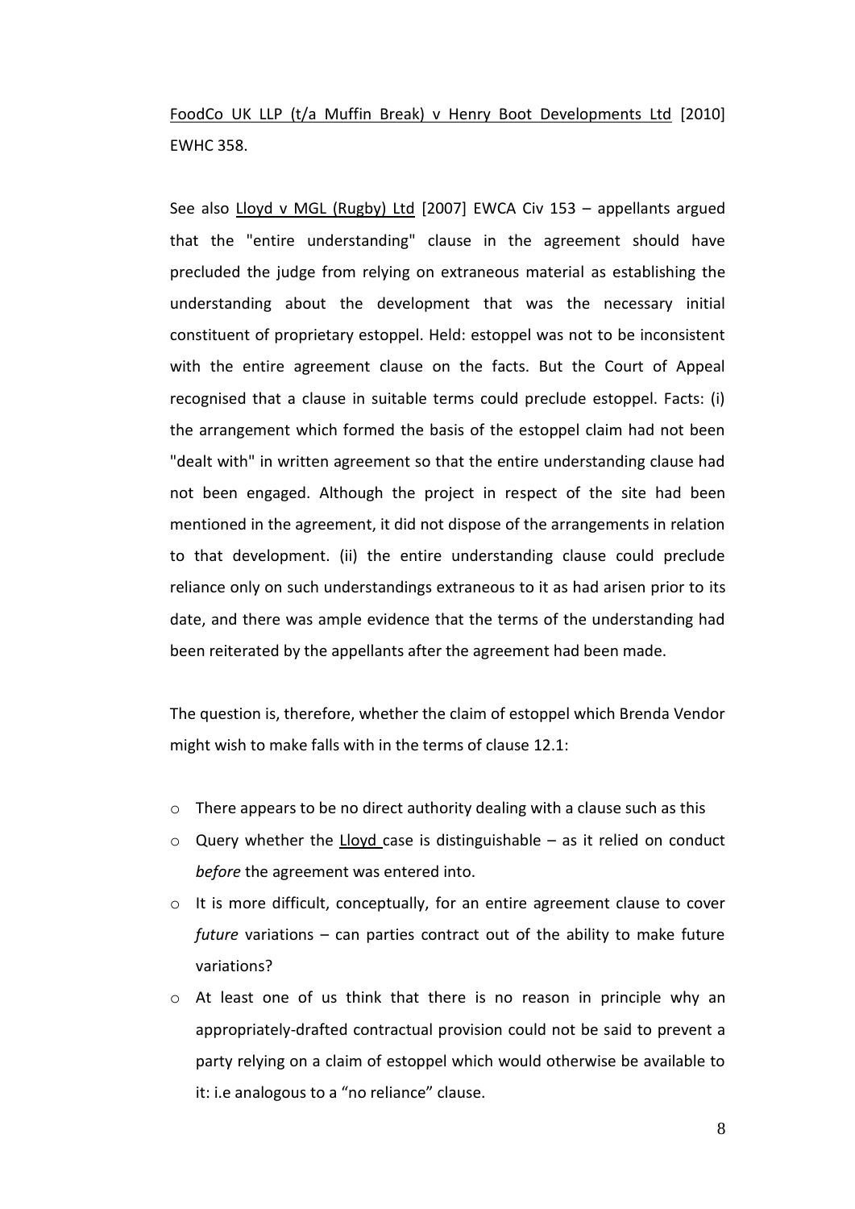FoodCo UK LLP (t/a Muffin Break) v Henry Boot Developments Ltd [2010] EWHC 358.

See also Lloyd v MGL (Rugby) Ltd [2007] EWCA Civ 153 – appellants argued that the "entire understanding" clause in the agreement should have precluded the judge from relying on extraneous material as establishing the understanding about the development that was the necessary initial constituent of proprietary estoppel. Held: estoppel was not to be inconsistent with the entire agreement clause on the facts. But the Court of Appeal recognised that a clause in suitable terms could preclude estoppel. Facts: (i) the arrangement which formed the basis of the estoppel claim had not been "dealt with" in written agreement so that the entire understanding clause had not been engaged. Although the project in respect of the site had been mentioned in the agreement, it did not dispose of the arrangements in relation to that development. (ii) the entire understanding clause could preclude reliance only on such understandings extraneous to it as had arisen prior to its date, and there was ample evidence that the terms of the understanding had been reiterated by the appellants after the agreement had been made.

The question is, therefore, whether the claim of estoppel which Brenda Vendor might wish to make falls with in the terms of clause 12.1:

- There appears to be no direct authority dealing with a clause such as this
- Query whether the Lloyd case is distinguishable – as it relied on conduct *before* the agreement was entered into.
- It is more difficult, conceptually, for an entire agreement clause to cover *future* variations – can parties contract out of the ability to make future variations?
- At least one of us think that there is no reason in principle why an appropriately-drafted contractual provision could not be said to prevent a party relying on a claim of estoppel which would otherwise be available to it: i.e analogous to a "no reliance" clause.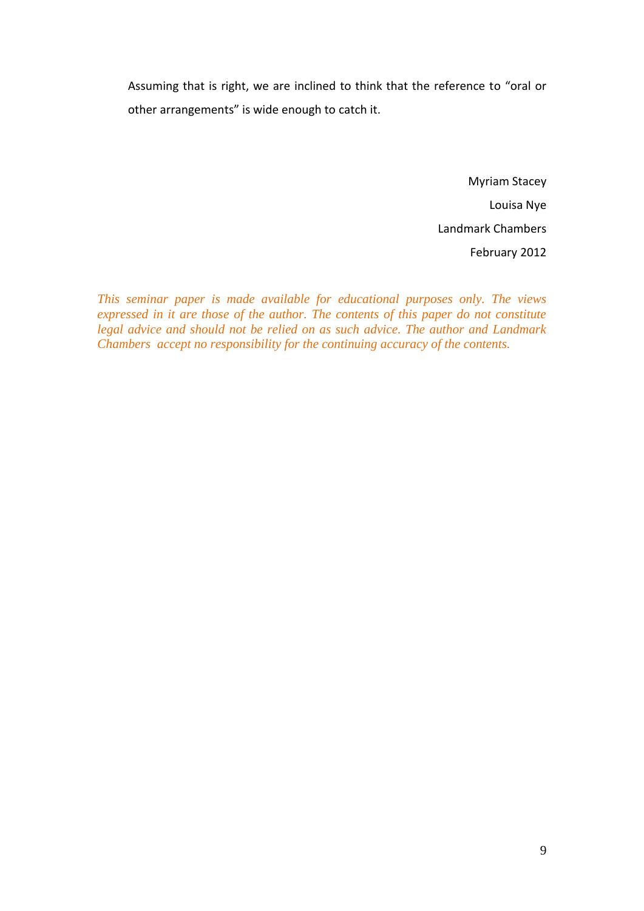Assuming that is right, we are inclined to think that the reference to "oral or other arrangements" is wide enough to catch it.

Myriam Stacey

Louisa Nye

Landmark Chambers

February 2012

*This seminar paper is made available for educational purposes only. The views expressed in it are those of the author. The contents of this paper do not constitute legal advice and should not be relied on as such advice. The author and Landmark Chambers accept no responsibility for the continuing accuracy of the contents.*